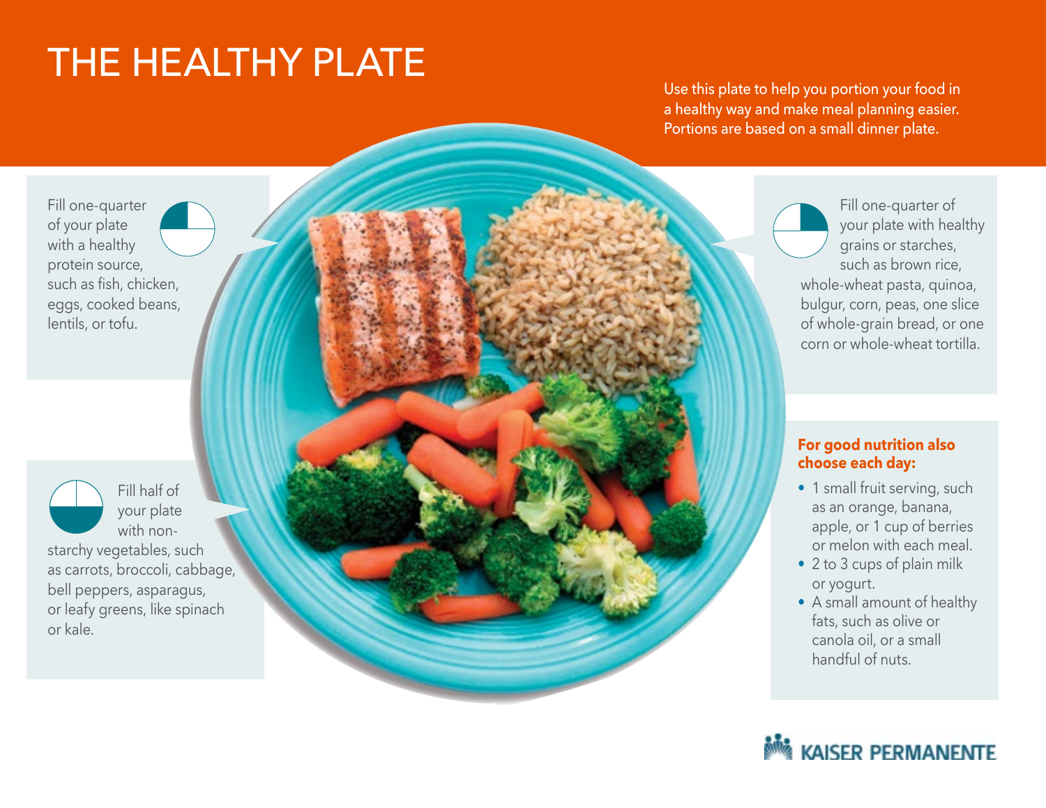# THE HEALTHY PLATE

Use this plate to help you portion your food in a healthy way and make meal planning easier. Portions are based on a small dinner plate.

Fill one-quarter of your plate with a healthy protein source, such as fish, chicken, eggs, cooked beans, lentils, or tofu.

Fill one-quarter of your plate with healthy grains or starches, such as brown rice, whole-wheat pasta, quinoa, bulgur, corn, peas, one slice of whole-grain bread, or one corn or whole-wheat tortilla.

Fill half of your plate with non-starchy vegetables, such as carrots, broccoli, cabbage, bell peppers, asparagus, or leafy greens, like spinach or kale.

**For good nutrition also choose each day:**

- 1 small fruit serving, such as an orange, banana, apple, or 1 cup of berries or melon with each meal.
- 2 to 3 cups of plain milk or yogurt.
- A small amount of healthy fats, such as olive or canola oil, or a small handful of nuts.

KAISER PERMANENTE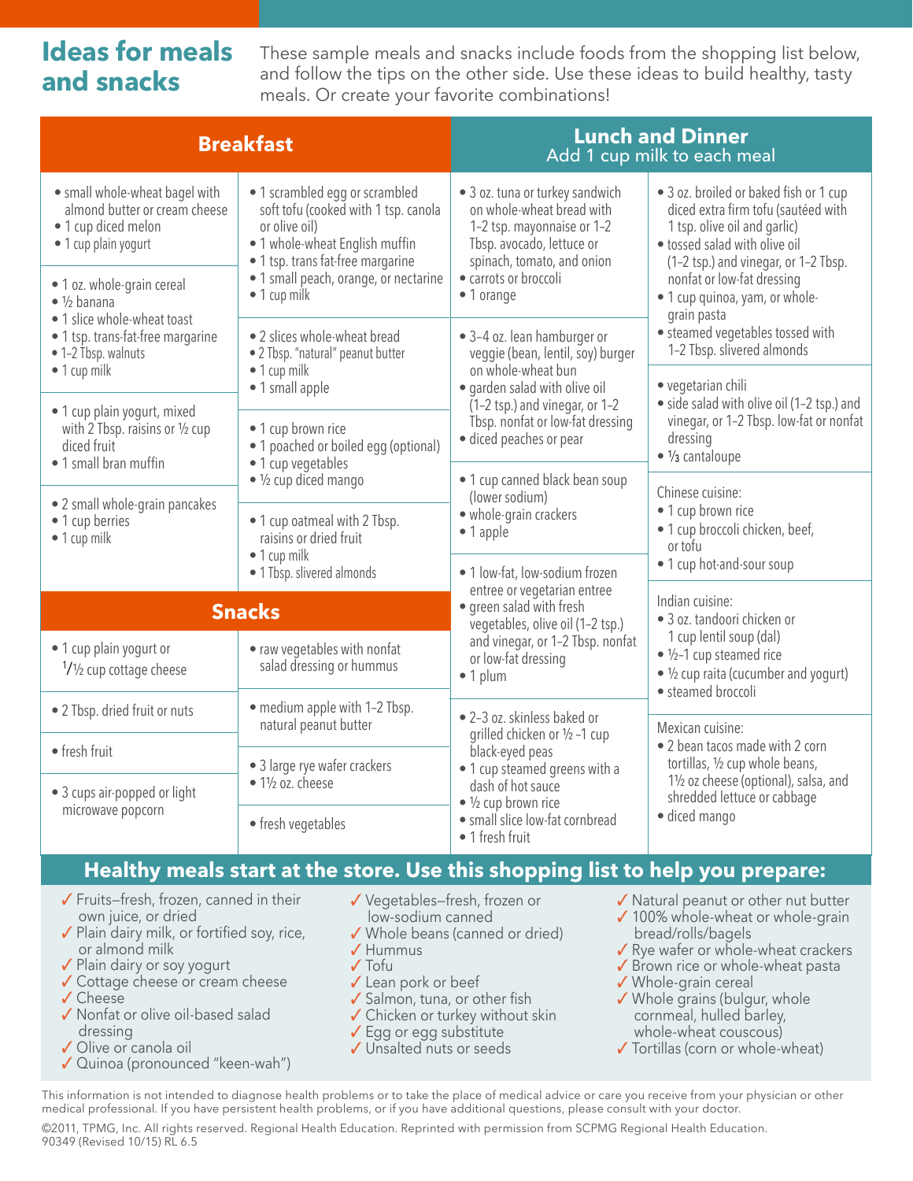# Ideas for meals and snacks

These sample meals and snacks include foods from the shopping list below, and follow the tips on the other side. Use these ideas to build healthy, tasty meals. Or create your favorite combinations!

## Breakfast

- small whole-wheat bagel with almond butter or cream cheese
- 1 cup diced melon
- 1 cup plain yogurt

---

- 1 oz. whole-grain cereal
- ½ banana
- 1 slice whole-wheat toast
- 1 tsp. trans-fat-free margarine
- 1–2 Tbsp. walnuts
- 1 cup milk

---

- 1 cup plain yogurt, mixed with 2 Tbsp. raisins or ½ cup diced fruit
- 1 small bran muffin

---

- 2 small whole-grain pancakes
- 1 cup berries
- 1 cup milk

---

- 1 scrambled egg or scrambled soft tofu (cooked with 1 tsp. canola or olive oil)
- 1 whole-wheat English muffin
- 1 tsp. trans fat-free margarine
- 1 small peach, orange, or nectarine
- 1 cup milk

---

- 2 slices whole-wheat bread
- 2 Tbsp. "natural" peanut butter
- 1 cup milk
- 1 small apple

---

- 1 cup brown rice
- 1 poached or boiled egg (optional)
- 1 cup vegetables
- ½ cup diced mango

---

- 1 cup oatmeal with 2 Tbsp. raisins or dried fruit
- 1 cup milk
- 1 Tbsp. slivered almonds

## Snacks

- 1 cup plain yogurt or ½ cup cottage cheese

---

- 2 Tbsp. dried fruit or nuts

---

- fresh fruit

---

- 3 cups air-popped or light microwave popcorn

---

- raw vegetables with nonfat salad dressing or hummus

---

- medium apple with 1–2 Tbsp. natural peanut butter

---

- 3 large rye wafer crackers
- 1½ oz. cheese

---

- fresh vegetables

## Lunch and Dinner

Add 1 cup milk to each meal

- 3 oz. tuna or turkey sandwich on whole-wheat bread with 1–2 tsp. mayonnaise or 1–2 Tbsp. avocado, lettuce or spinach, tomato, and onion
- carrots or broccoli
- 1 orange

---

- 3–4 oz. lean hamburger or veggie (bean, lentil, soy) burger on whole-wheat bun
- garden salad with olive oil (1–2 tsp.) and vinegar, or 1–2 Tbsp. nonfat or low-fat dressing
- diced peaches or pear

---

- 1 cup canned black bean soup (lower sodium)
- whole-grain crackers
- 1 apple

---

- 1 low-fat, low-sodium frozen entree or vegetarian entree
- green salad with fresh vegetables, olive oil (1–2 tsp.) and vinegar, or 1–2 Tbsp. nonfat or low-fat dressing
- 1 plum

---

- 2–3 oz. skinless baked or grilled chicken or ½–1 cup black-eyed peas
- 1 cup steamed greens with a dash of hot sauce
- ½ cup brown rice
- small slice low-fat cornbread
- 1 fresh fruit

---

- 3 oz. broiled or baked fish or 1 cup diced extra firm tofu (sautéed with 1 tsp. olive oil and garlic)
- tossed salad with olive oil (1–2 tsp.) and vinegar, or 1–2 Tbsp. nonfat or low-fat dressing
- 1 cup quinoa, yam, or whole-grain pasta
- steamed vegetables tossed with 1–2 Tbsp. slivered almonds

---

- vegetarian chili
- side salad with olive oil (1–2 tsp.) and vinegar, or 1–2 Tbsp. low-fat or nonfat dressing
- ⅓ cantaloupe

---

Chinese cuisine:

- 1 cup brown rice
- 1 cup broccoli chicken, beef, or tofu
- 1 cup hot-and-sour soup

---

Indian cuisine:

- 3 oz. tandoori chicken or 1 cup lentil soup (dal)
- ½–1 cup steamed rice
- ½ cup raita (cucumber and yogurt)
- steamed broccoli

---

Mexican cuisine:

- 2 bean tacos made with 2 corn tortillas, ½ cup whole beans, 1½ oz cheese (optional), salsa, and shredded lettuce or cabbage
- diced mango

## Healthy meals start at the store. Use this shopping list to help you prepare:

- ✓ Fruits—fresh, frozen, canned in their own juice, or dried
- ✓ Plain dairy milk, or fortified soy, rice, or almond milk
- ✓ Plain dairy or soy yogurt
- ✓ Cottage cheese or cream cheese
- ✓ Cheese
- ✓ Nonfat or olive oil-based salad dressing
- ✓ Olive or canola oil
- ✓ Quinoa (pronounced "keen-wah")
- ✓ Vegetables—fresh, frozen or low-sodium canned
- ✓ Whole beans (canned or dried)
- ✓ Hummus
- ✓ Tofu
- ✓ Lean pork or beef
- ✓ Salmon, tuna, or other fish
- ✓ Chicken or turkey without skin
- ✓ Egg or egg substitute
- ✓ Unsalted nuts or seeds
- ✓ Natural peanut or other nut butter
- ✓ 100% whole-wheat or whole-grain bread/rolls/bagels
- ✓ Rye wafer or whole-wheat crackers
- ✓ Brown rice or whole-wheat pasta
- ✓ Whole-grain cereal
- ✓ Whole grains (bulgur, whole cornmeal, hulled barley, whole-wheat couscous)
- ✓ Tortillas (corn or whole-wheat)

This information is not intended to diagnose health problems or to take the place of medical advice or care you receive from your physician or other medical professional. If you have persistent health problems, or if you have additional questions, please consult with your doctor.

©2011, TPMG, Inc. All rights reserved. Regional Health Education. Reprinted with permission from SCPMG Regional Health Education.
90349 (Revised 10/15) RL 6.5